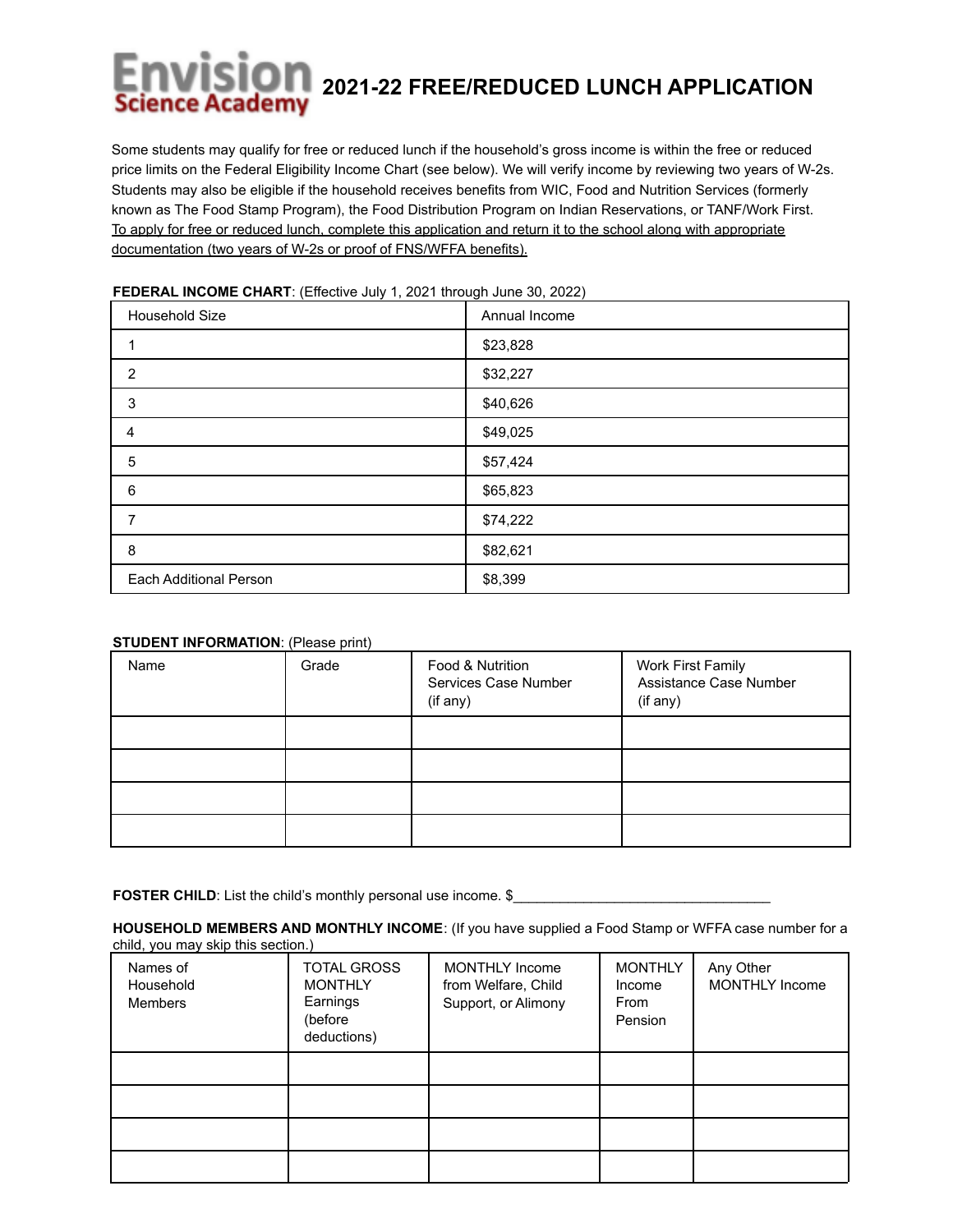# Envision Science Academy 2021-22 FREE/REDUCED LUNCH APPLICATION

Some students may qualify for free or reduced lunch if the household's gross income is within the free or reduced price limits on the Federal Eligibility Income Chart (see below). We will verify income by reviewing two years of W-2s. Students may also be eligible if the household receives benefits from WIC, Food and Nutrition Services (formerly known as The Food Stamp Program), the Food Distribution Program on Indian Reservations, or TANF/Work First. To apply for free or reduced lunch, complete this application and return it to the school along with appropriate documentation (two years of W-2s or proof of FNS/WFFA benefits).

**FEDERAL INCOME CHART**: (Effective July 1, 2021 through June 30, 2022)

| Household Size | Annual Income |
|---|---|
| 1 | $23,828 |
| 2 | $32,227 |
| 3 | $40,626 |
| 4 | $49,025 |
| 5 | $57,424 |
| 6 | $65,823 |
| 7 | $74,222 |
| 8 | $82,621 |
| Each Additional Person | $8,399 |

**STUDENT INFORMATION**: (Please print)

| Name | Grade | Food & Nutrition Services Case Number (if any) | Work First Family Assistance Case Number (if any) |
|---|---|---|---|
| | | | |
| | | | |
| | | | |
| | | | |

**FOSTER CHILD**: List the child's monthly personal use income. $________________________________

**HOUSEHOLD MEMBERS AND MONTHLY INCOME**: (If you have supplied a Food Stamp or WFFA case number for a child, you may skip this section.)

| Names of Household Members | TOTAL GROSS MONTHLY Earnings (before deductions) | MONTHLY Income from Welfare, Child Support, or Alimony | MONTHLY Income From Pension | Any Other MONTHLY Income |
|---|---|---|---|---|
| | | | | |
| | | | | |
| | | | | |
| | | | | |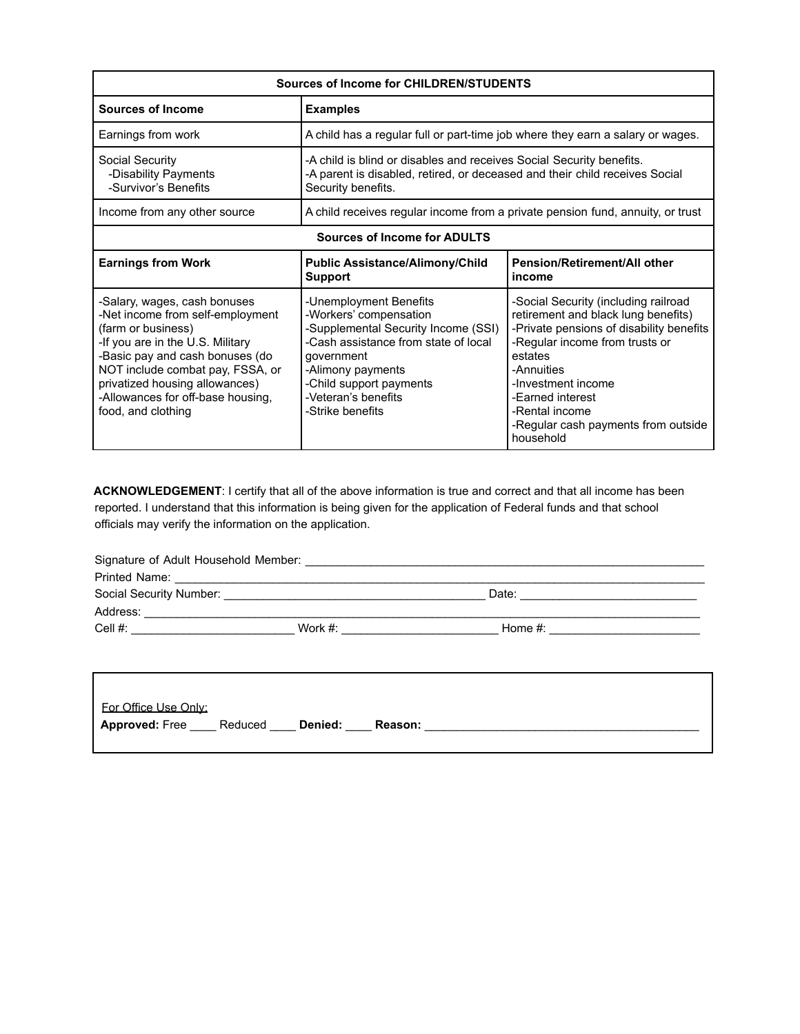| Sources of Income for CHILDREN/STUDENTS | |
|---|---|
| **Sources of Income** | **Examples** |
| Earnings from work | A child has a regular full or part-time job where they earn a salary or wages. |
| Social Security<br>-Disability Payments<br>-Survivor's Benefits | -A child is blind or disables and receives Social Security benefits.<br>-A parent is disabled, retired, or deceased and their child receives Social Security benefits. |
| Income from any other source | A child receives regular income from a private pension fund, annuity, or trust |

| Sources of Income for ADULTS | | |
|---|---|---|
| **Earnings from Work** | **Public Assistance/Alimony/Child Support** | **Pension/Retirement/All other income** |
| -Salary, wages, cash bonuses<br>-Net income from self-employment (farm or business)<br>-If you are in the U.S. Military<br>-Basic pay and cash bonuses (do NOT include combat pay, FSSA, or privatized housing allowances)<br>-Allowances for off-base housing, food, and clothing | -Unemployment Benefits<br>-Workers' compensation<br>-Supplemental Security Income (SSI)<br>-Cash assistance from state of local government<br>-Alimony payments<br>-Child support payments<br>-Veteran's benefits<br>-Strike benefits | -Social Security (including railroad retirement and black lung benefits)<br>-Private pensions of disability benefits<br>-Regular income from trusts or estates<br>-Annuities<br>-Investment income<br>-Earned interest<br>-Rental income<br>-Regular cash payments from outside household |

**ACKNOWLEDGEMENT**: I certify that all of the above information is true and correct and that all income has been reported. I understand that this information is being given for the application of Federal funds and that school officials may verify the information on the application.

Signature of Adult Household Member: ______________________________________________

Printed Name: ______________________________________________________________

Social Security Number: ______________________________ Date: ____________________

Address: __________________________________________________________________

Cell #: ____________________ Work #: ____________________ Home #: ____________________

For Office Use Only:

**Approved:** Free ____ Reduced ____ **Denied:** ____ **Reason:** ______________________________